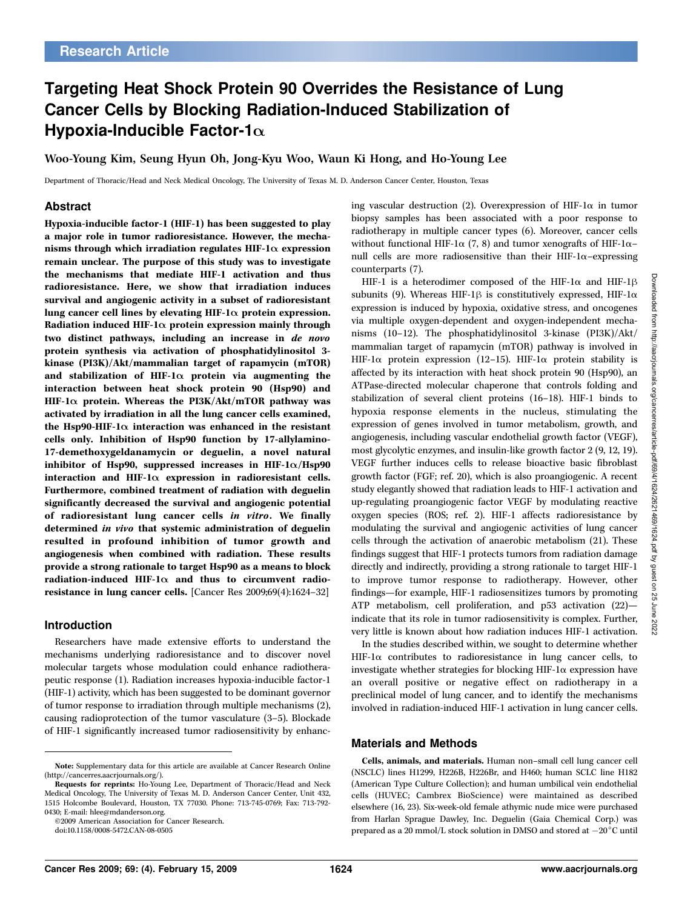Research Article

# Targeting Heat Shock Protein 90 Overrides the Resistance of Lung Cancer Cells by Blocking Radiation-Induced Stabilization of Hypoxia-Inducible Factor-1α

**Woo-Young Kim, Seung Hyun Oh, Jong-Kyu Woo, Waun Ki Hong, and Ho-Young Lee**

Department of Thoracic/Head and Neck Medical Oncology, The University of Texas M. D. Anderson Cancer Center, Houston, Texas

## Abstract

**Hypoxia-inducible factor-1 (HIF-1) has been suggested to play a major role in tumor radioresistance. However, the mechanisms through which irradiation regulates HIF-1α expression remain unclear. The purpose of this study was to investigate the mechanisms that mediate HIF-1 activation and thus radioresistance. Here, we show that irradiation induces survival and angiogenic activity in a subset of radioresistant lung cancer cell lines by elevating HIF-1α protein expression. Radiation induced HIF-1α protein expression mainly through two distinct pathways, including an increase in *de novo* protein synthesis via activation of phosphatidylinositol 3-kinase (PI3K)/Akt/mammalian target of rapamycin (mTOR) and stabilization of HIF-1α protein via augmenting the interaction between heat shock protein 90 (Hsp90) and HIF-1α protein. Whereas the PI3K/Akt/mTOR pathway was activated by irradiation in all the lung cancer cells examined, the Hsp90-HIF-1α interaction was enhanced in the resistant cells only. Inhibition of Hsp90 function by 17-allylamino-17-demethoxygeldanamycin or deguelin, a novel natural inhibitor of Hsp90, suppressed increases in HIF-1α/Hsp90 interaction and HIF-1α expression in radioresistant cells. Furthermore, combined treatment of radiation with deguelin significantly decreased the survival and angiogenic potential of radioresistant lung cancer cells *in vitro*. We finally determined *in vivo* that systemic administration of deguelin resulted in profound inhibition of tumor growth and angiogenesis when combined with radiation. These results provide a strong rationale to target Hsp90 as a means to block radiation-induced HIF-1α and thus to circumvent radioresistance in lung cancer cells.** [Cancer Res 2009;69(4):1624–32]

## Introduction

Researchers have made extensive efforts to understand the mechanisms underlying radioresistance and to discover novel molecular targets whose modulation could enhance radiotherapeutic response (1). Radiation increases hypoxia-inducible factor-1 (HIF-1) activity, which has been suggested to be dominant governor of tumor response to irradiation through multiple mechanisms (2), causing radioprotection of the tumor vasculature (3–5). Blockade of HIF-1 significantly increased tumor radiosensitivity by enhancing vascular destruction (2). Overexpression of HIF-1α in tumor biopsy samples has been associated with a poor response to radiotherapy in multiple cancer types (6). Moreover, cancer cells without functional HIF-1α (7, 8) and tumor xenografts of HIF-1α–null cells are more radiosensitive than their HIF-1α–expressing counterparts (7).

HIF-1 is a heterodimer composed of the HIF-1α and HIF-1β subunits (9). Whereas HIF-1β is constitutively expressed, HIF-1α expression is induced by hypoxia, oxidative stress, and oncogenes via multiple oxygen-dependent and oxygen-independent mechanisms (10–12). The phosphatidylinositol 3-kinase (PI3K)/Akt/mammalian target of rapamycin (mTOR) pathway is involved in HIF-1α protein expression (12–15). HIF-1α protein stability is affected by its interaction with heat shock protein 90 (Hsp90), an ATPase-directed molecular chaperone that controls folding and stabilization of several client proteins (16–18). HIF-1 binds to hypoxia response elements in the nucleus, stimulating the expression of genes involved in tumor metabolism, growth, and angiogenesis, including vascular endothelial growth factor (VEGF), most glycolytic enzymes, and insulin-like growth factor 2 (9, 12, 19). VEGF further induces cells to release bioactive basic fibroblast growth factor (FGF; ref. 20), which is also proangiogenic. A recent study elegantly showed that radiation leads to HIF-1 activation and up-regulating proangiogenic factor VEGF by modulating reactive oxygen species (ROS; ref. 2). HIF-1 affects radioresistance by modulating the survival and angiogenic activities of lung cancer cells through the activation of anaerobic metabolism (21). These findings suggest that HIF-1 protects tumors from radiation damage directly and indirectly, providing a strong rationale to target HIF-1 to improve tumor response to radiotherapy. However, other findings—for example, HIF-1 radiosensitizes tumors by promoting ATP metabolism, cell proliferation, and p53 activation (22)—indicate that its role in tumor radiosensitivity is complex. Further, very little is known about how radiation induces HIF-1 activation.

In the studies described within, we sought to determine whether HIF-1α contributes to radioresistance in lung cancer cells, to investigate whether strategies for blocking HIF-1α expression have an overall positive or negative effect on radiotherapy in a preclinical model of lung cancer, and to identify the mechanisms involved in radiation-induced HIF-1 activation in lung cancer cells.

## Materials and Methods

**Cells, animals, and materials.** Human non–small cell lung cancer cell (NSCLC) lines H1299, H226B, H226Br, and H460; human SCLC line H182 (American Type Culture Collection); and human umbilical vein endothelial cells (HUVEC; Cambrex BioScience) were maintained as described elsewhere (16, 23). Six-week-old female athymic nude mice were purchased from Harlan Sprague Dawley, Inc. Deguelin (Gaia Chemical Corp.) was prepared as a 20 mmol/L stock solution in DMSO and stored at −20°C until

---

**Note:** Supplementary data for this article are available at Cancer Research Online (http://cancerres.aacrjournals.org/).

**Requests for reprints:** Ho-Young Lee, Department of Thoracic/Head and Neck Medical Oncology, The University of Texas M. D. Anderson Cancer Center, Unit 432, 1515 Holcombe Boulevard, Houston, TX 77030. Phone: 713-745-0769; Fax: 713-792-0430; E-mail: hlee@mdanderson.org.

©2009 American Association for Cancer Research.
doi:10.1158/0008-5472.CAN-08-0505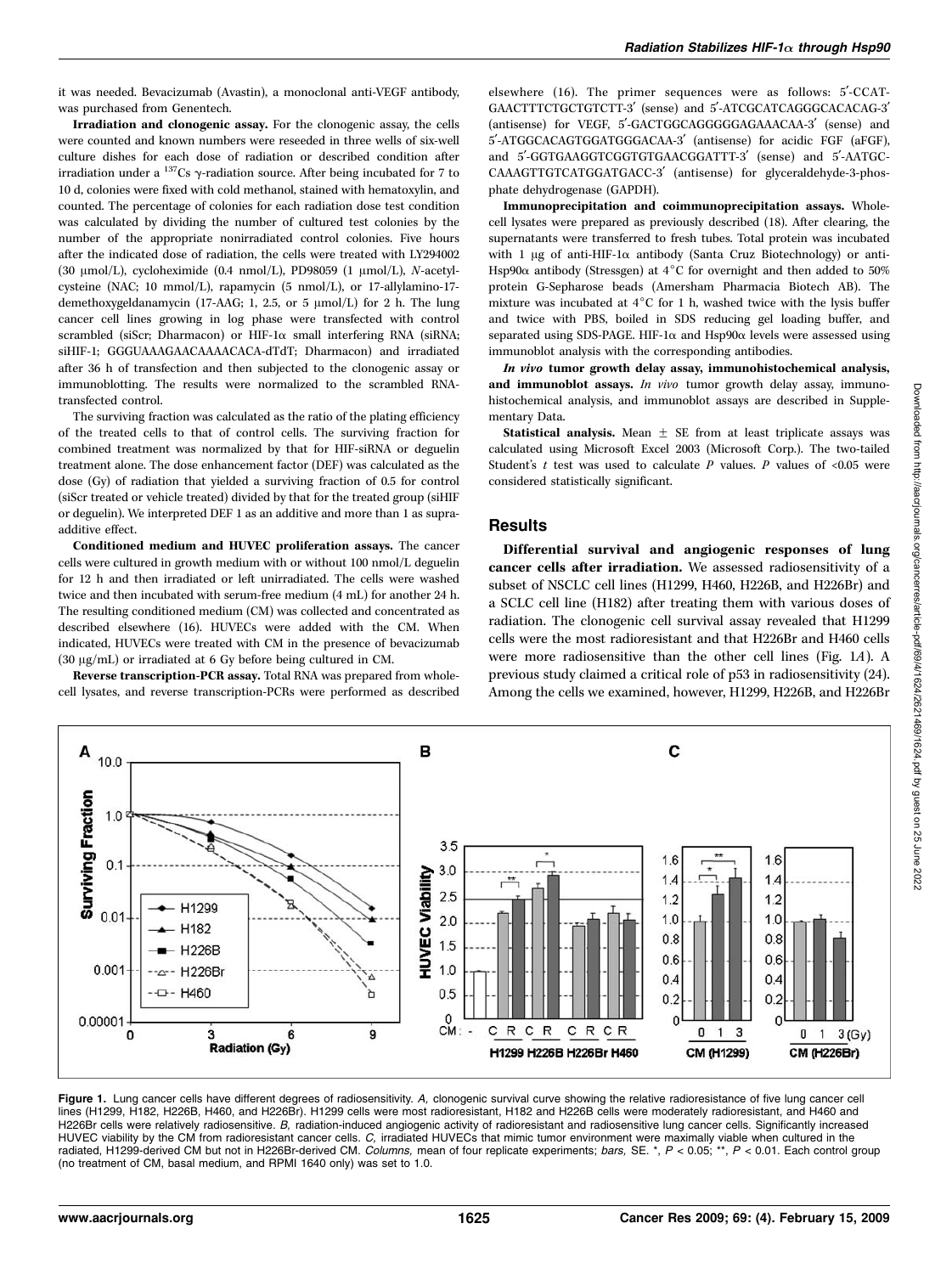it was needed. Bevacizumab (Avastin), a monoclonal anti-VEGF antibody, was purchased from Genentech.

**Irradiation and clonogenic assay.** For the clonogenic assay, the cells were counted and known numbers were reseeded in three wells of six-well culture dishes for each dose of radiation or described condition after irradiation under a $^{137}$Cs γ-radiation source. After being incubated for 7 to 10 d, colonies were fixed with cold methanol, stained with hematoxylin, and counted. The percentage of colonies for each radiation dose test condition was calculated by dividing the number of cultured test colonies by the number of the appropriate nonirradiated control colonies. Five hours after the indicated dose of radiation, the cells were treated with LY294002 (30 μmol/L), cycloheximide (0.4 nmol/L), PD98059 (1 μmol/L), *N*-acetylcysteine (NAC; 10 mmol/L), rapamycin (5 nmol/L), or 17-allylamino-17-demethoxygeldanamycin (17-AAG; 1, 2.5, or 5 μmol/L) for 2 h. The lung cancer cell lines growing in log phase were transfected with control scrambled (siScr; Dharmacon) or HIF-1α small interfering RNA (siRNA; siHIF-1; GGGUAAAGAACAAAACACA-dTdT; Dharmacon) and irradiated after 36 h of transfection and then subjected to the clonogenic assay or immunoblotting. The results were normalized to the scrambled RNA-transfected control.

The surviving fraction was calculated as the ratio of the plating efficiency of the treated cells to that of control cells. The surviving fraction for combined treatment was normalized by that for HIF-siRNA or deguelin treatment alone. The dose enhancement factor (DEF) was calculated as the dose (Gy) of radiation that yielded a surviving fraction of 0.5 for control (siScr treated or vehicle treated) divided by that for the treated group (siHIF or deguelin). We interpreted DEF 1 as an additive and more than 1 as supra-additive effect.

**Conditioned medium and HUVEC proliferation assays.** The cancer cells were cultured in growth medium with or without 100 nmol/L deguelin for 12 h and then irradiated or left unirradiated. The cells were washed twice and then incubated with serum-free medium (4 mL) for another 24 h. The resulting conditioned medium (CM) was collected and concentrated as described elsewhere (16). HUVECs were added with the CM. When indicated, HUVECs were treated with CM in the presence of bevacizumab (30 μg/mL) or irradiated at 6 Gy before being cultured in CM.

**Reverse transcription-PCR assay.** Total RNA was prepared from whole-cell lysates, and reverse transcription-PCRs were performed as described elsewhere (16). The primer sequences were as follows: 5′-CCATGAACTTTCTGCTGTCTT-3′ (sense) and 5′-ATCGCATCAGGGCACACAG-3′ (antisense) for VEGF, 5′-GACTGGCAGGGGGAGAAACAA-3′ (sense) and 5′-ATGGCACAGTGGATGGGACAA-3′ (antisense) for acidic FGF (aFGF), and 5′-GGTGAAGGTCGGTGTGAACGGATTT-3′ (sense) and 5′-AATGCCAAAGTTGTCATGGATGACC-3′ (antisense) for glyceraldehyde-3-phosphate dehydrogenase (GAPDH).

**Immunoprecipitation and coimmunoprecipitation assays.** Whole-cell lysates were prepared as previously described (18). After clearing, the supernatants were transferred to fresh tubes. Total protein was incubated with 1 μg of anti-HIF-1α antibody (Santa Cruz Biotechnology) or anti-Hsp90α antibody (Stressgen) at 4°C for overnight and then added to 50% protein G-Sepharose beads (Amersham Pharmacia Biotech AB). The mixture was incubated at 4°C for 1 h, washed twice with the lysis buffer and twice with PBS, boiled in SDS reducing gel loading buffer, and separated using SDS-PAGE. HIF-1α and Hsp90α levels were assessed using immunoblot analysis with the corresponding antibodies.

***In vivo* tumor growth delay assay, immunohistochemical analysis, and immunoblot assays.** *In vivo* tumor growth delay assay, immunohistochemical analysis, and immunoblot assays are described in Supplementary Data.

**Statistical analysis.** Mean ± SE from at least triplicate assays was calculated using Microsoft Excel 2003 (Microsoft Corp.). The two-tailed Student's *t* test was used to calculate *P* values. *P* values of <0.05 were considered statistically significant.

## Results

**Differential survival and angiogenic responses of lung cancer cells after irradiation.** We assessed radiosensitivity of a subset of NSCLC cell lines (H1299, H460, H226B, and H226Br) and a SCLC cell line (H182) after treating them with various doses of radiation. The clonogenic cell survival assay revealed that H1299 cells were the most radioresistant and that H226Br and H460 cells were more radiosensitive than the other cell lines (Fig. 1*A*). A previous study claimed a critical role of p53 in radiosensitivity (24). Among the cells we examined, however, H1299, H226B, and H226Br

**Figure 1.** Lung cancer cells have different degrees of radiosensitivity. *A,* clonogenic survival curve showing the relative radioresistance of five lung cancer cell lines (H1299, H182, H226B, H460, and H226Br). H1299 cells were most radioresistant, H182 and H226B cells were moderately radioresistant, and H460 and H226Br cells were relatively radiosensitive. *B,* radiation-induced angiogenic activity of radioresistant and radiosensitive lung cancer cells. Significantly increased HUVEC viability by the CM from radioresistant cancer cells. *C,* irradiated HUVECs that mimic tumor environment were maximally viable when cultured in the radiated, H1299-derived CM but not in H226Br-derived CM. *Columns,* mean of four replicate experiments; *bars,* SE. *, *P* < 0.05; **, *P* < 0.01. Each control group (no treatment of CM, basal medium, and RPMI 1640 only) was set to 1.0.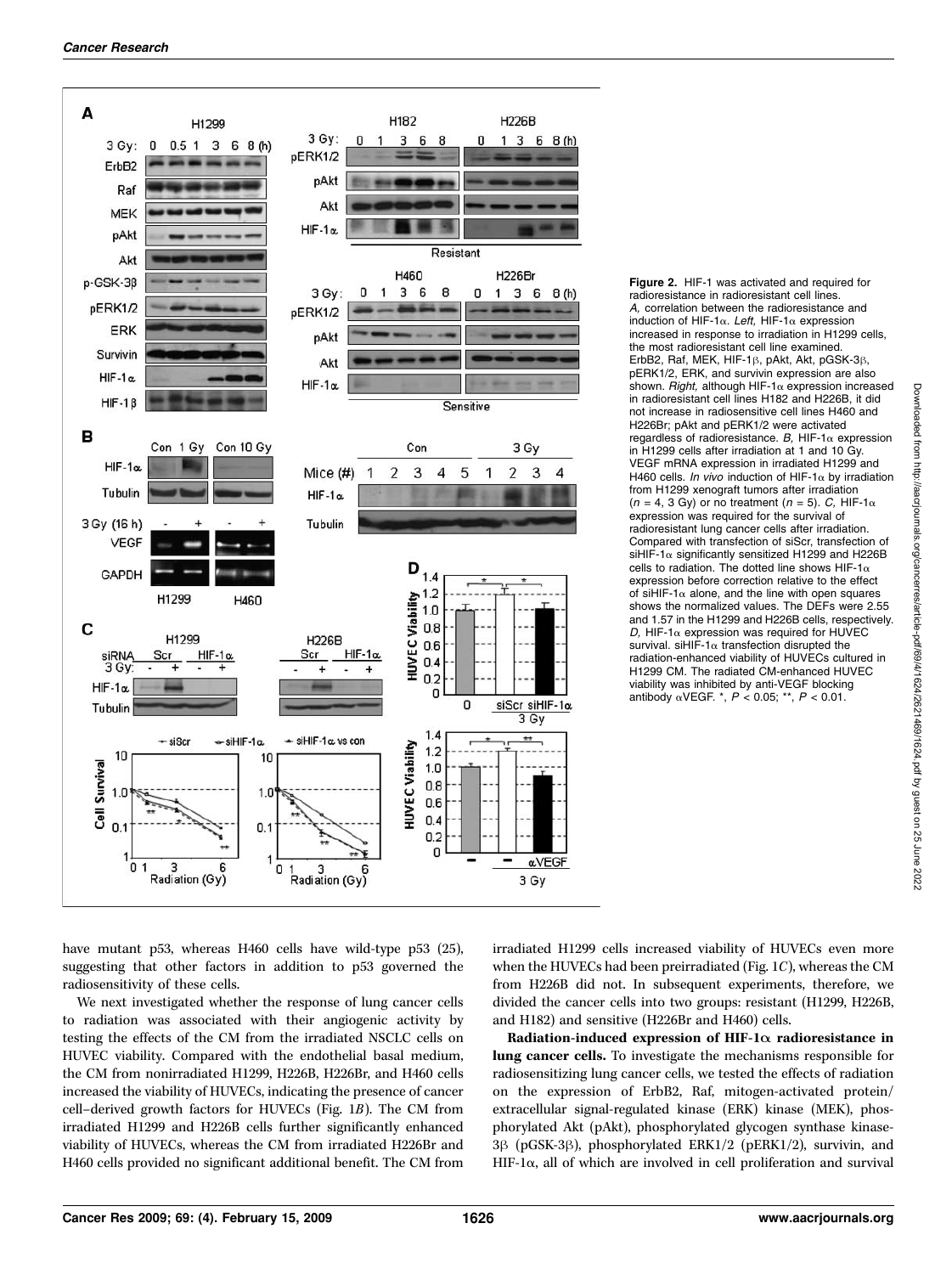**Figure 2.** HIF-1 was activated and required for radioresistance in radioresistant cell lines. *A,* correlation between the radioresistance and induction of HIF-1α. *Left,* HIF-1α expression increased in response to irradiation in H1299 cells, the most radioresistant cell line examined. ErbB2, Raf, MEK, HIF-1β, pAkt, Akt, pGSK-3β, pERK1/2, ERK, and survivin expression are also shown. *Right,* although HIF-1α expression increased in radioresistant cell lines H182 and H226B, it did not increase in radiosensitive cell lines H460 and H226Br; pAkt and pERK1/2 were activated regardless of radioresistance. *B,* HIF-1α expression in H1299 cells after irradiation at 1 and 10 Gy. VEGF mRNA expression in irradiated H1299 and H460 cells. *In vivo* induction of HIF-1α by irradiation from H1299 xenograft tumors after irradiation ($n = 4$, 3 Gy) or no treatment ($n = 5$). *C,* HIF-1α expression was required for the survival of radioresistant lung cancer cells after irradiation. Compared with transfection of siScr, transfection of siHIF-1α significantly sensitized H1299 and H226B cells to radiation. The dotted line shows HIF-1α expression before correction relative to the effect of siHIF-1α alone, and the line with open squares shows the normalized values. The DEFs were 2.55 and 1.57 in the H1299 and H226B cells, respectively. *D,* HIF-1α expression was required for HUVEC survival. siHIF-1α transfection disrupted the radiation-enhanced viability of HUVECs cultured in H1299 CM. The radiated CM-enhanced HUVEC viability was inhibited by anti-VEGF blocking antibody αVEGF. *, $P < 0.05$; **, $P < 0.01$.

have mutant p53, whereas H460 cells have wild-type p53 (25), suggesting that other factors in addition to p53 governed the radiosensitivity of these cells.

We next investigated whether the response of lung cancer cells to radiation was associated with their angiogenic activity by testing the effects of the CM from the irradiated NSCLC cells on HUVEC viability. Compared with the endothelial basal medium, the CM from nonirradiated H1299, H226B, H226Br, and H460 cells increased the viability of HUVECs, indicating the presence of cancer cell–derived growth factors for HUVECs (Fig. 1*B*). The CM from irradiated H1299 and H226B cells further significantly enhanced viability of HUVECs, whereas the CM from irradiated H226Br and H460 cells provided no significant additional benefit. The CM from irradiated H1299 cells increased viability of HUVECs even more when the HUVECs had been preirradiated (Fig. 1*C*), whereas the CM from H226B did not. In subsequent experiments, therefore, we divided the cancer cells into two groups: resistant (H1299, H226B, and H182) and sensitive (H226Br and H460) cells.

**Radiation-induced expression of HIF-1α radioresistance in lung cancer cells.** To investigate the mechanisms responsible for radiosensitizing lung cancer cells, we tested the effects of radiation on the expression of ErbB2, Raf, mitogen-activated protein/extracellular signal-regulated kinase (ERK) kinase (MEK), phosphorylated Akt (pAkt), phosphorylated glycogen synthase kinase-3β (pGSK-3β), phosphorylated ERK1/2 (pERK1/2), survivin, and HIF-1α, all of which are involved in cell proliferation and survival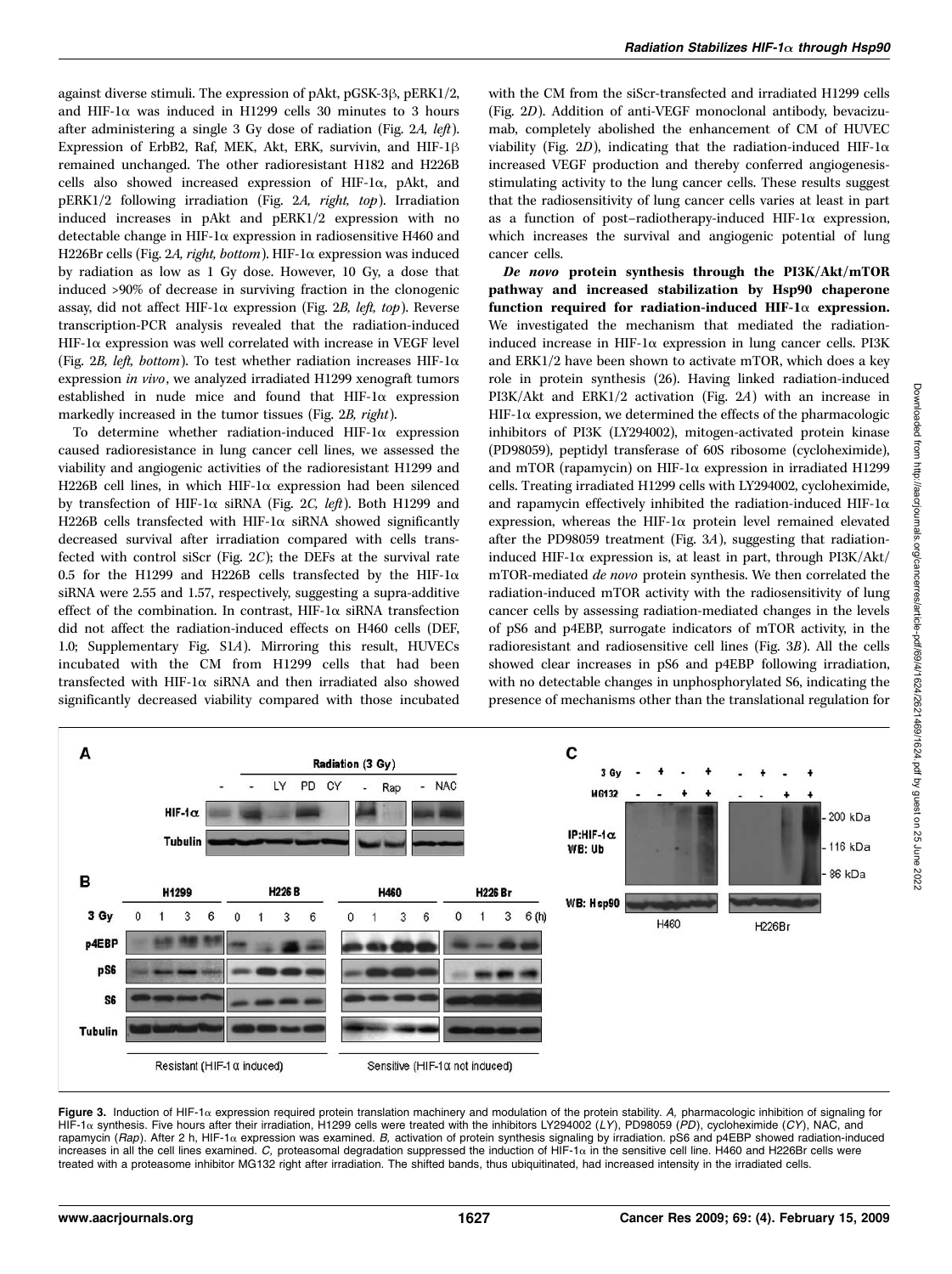against diverse stimuli. The expression of pAkt, pGSK-3β, pERK1/2, and HIF-1α was induced in H1299 cells 30 minutes to 3 hours after administering a single 3 Gy dose of radiation (Fig. 2*A, left*). Expression of ErbB2, Raf, MEK, Akt, ERK, survivin, and HIF-1β remained unchanged. The other radioresistant H182 and H226B cells also showed increased expression of HIF-1α, pAkt, and pERK1/2 following irradiation (Fig. 2*A, right, top*). Irradiation induced increases in pAkt and pERK1/2 expression with no detectable change in HIF-1α expression in radiosensitive H460 and H226Br cells (Fig. 2*A, right, bottom*). HIF-1α expression was induced by radiation as low as 1 Gy dose. However, 10 Gy, a dose that induced >90% of decrease in surviving fraction in the clonogenic assay, did not affect HIF-1α expression (Fig. 2*B, left, top*). Reverse transcription-PCR analysis revealed that the radiation-induced HIF-1α expression was well correlated with increase in VEGF level (Fig. 2*B, left, bottom*). To test whether radiation increases HIF-1α expression *in vivo*, we analyzed irradiated H1299 xenograft tumors established in nude mice and found that HIF-1α expression markedly increased in the tumor tissues (Fig. 2*B, right*).

To determine whether radiation-induced HIF-1α expression caused radioresistance in lung cancer cell lines, we assessed the viability and angiogenic activities of the radioresistant H1299 and H226B cell lines, in which HIF-1α expression had been silenced by transfection of HIF-1α siRNA (Fig. 2*C, left*). Both H1299 and H226B cells transfected with HIF-1α siRNA showed significantly decreased survival after irradiation compared with cells transfected with control siScr (Fig. 2*C*); the DEFs at the survival rate 0.5 for the H1299 and H226B cells transfected by the HIF-1α siRNA were 2.55 and 1.57, respectively, suggesting a supra-additive effect of the combination. In contrast, HIF-1α siRNA transfection did not affect the radiation-induced effects on H460 cells (DEF, 1.0; Supplementary Fig. S1*A*). Mirroring this result, HUVECs incubated with the CM from H1299 cells that had been transfected with HIF-1α siRNA and then irradiated also showed significantly decreased viability compared with those incubated with the CM from the siScr-transfected and irradiated H1299 cells (Fig. 2*D*). Addition of anti-VEGF monoclonal antibody, bevacizumab, completely abolished the enhancement of CM of HUVEC viability (Fig. 2*D*), indicating that the radiation-induced HIF-1α increased VEGF production and thereby conferred angiogenesis-stimulating activity to the lung cancer cells. These results suggest that the radiosensitivity of lung cancer cells varies at least in part as a function of post–radiotherapy-induced HIF-1α expression, which increases the survival and angiogenic potential of lung cancer cells.

***De novo* protein synthesis through the PI3K/Akt/mTOR pathway and increased stabilization by Hsp90 chaperone function required for radiation-induced HIF-1α expression.** We investigated the mechanism that mediated the radiation-induced increase in HIF-1α expression in lung cancer cells. PI3K and ERK1/2 have been shown to activate mTOR, which does a key role in protein synthesis (26). Having linked radiation-induced PI3K/Akt and ERK1/2 activation (Fig. 2*A*) with an increase in HIF-1α expression, we determined the effects of the pharmacologic inhibitors of PI3K (LY294002), mitogen-activated protein kinase (PD98059), peptidyl transferase of 60S ribosome (cycloheximide), and mTOR (rapamycin) on HIF-1α expression in irradiated H1299 cells. Treating irradiated H1299 cells with LY294002, cycloheximide, and rapamycin effectively inhibited the radiation-induced HIF-1α expression, whereas the HIF-1α protein level remained elevated after the PD98059 treatment (Fig. 3*A*), suggesting that radiation-induced HIF-1α expression is, at least in part, through PI3K/Akt/mTOR-mediated *de novo* protein synthesis. We then correlated the radiation-induced mTOR activity with the radiosensitivity of lung cancer cells by assessing radiation-mediated changes in the levels of pS6 and p4EBP, surrogate indicators of mTOR activity, in the radioresistant and radiosensitive cell lines (Fig. 3*B*). All the cells showed clear increases in pS6 and p4EBP following irradiation, with no detectable changes in unphosphorylated S6, indicating the presence of mechanisms other than the translational regulation for

**Figure 3.** Induction of HIF-1α expression required protein translation machinery and modulation of the protein stability. *A,* pharmacologic inhibition of signaling for HIF-1α synthesis. Five hours after their irradiation, H1299 cells were treated with the inhibitors LY294002 (*LY*), PD98059 (*PD*), cycloheximide (*CY*), NAC, and rapamycin (*Rap*). After 2 h, HIF-1α expression was examined. *B,* activation of protein synthesis signaling by irradiation. pS6 and p4EBP showed radiation-induced increases in all the cell lines examined. *C,* proteasomal degradation suppressed the induction of HIF-1α in the sensitive cell line. H460 and H226Br cells were treated with a proteasome inhibitor MG132 right after irradiation. The shifted bands, thus ubiquitinated, had increased intensity in the irradiated cells.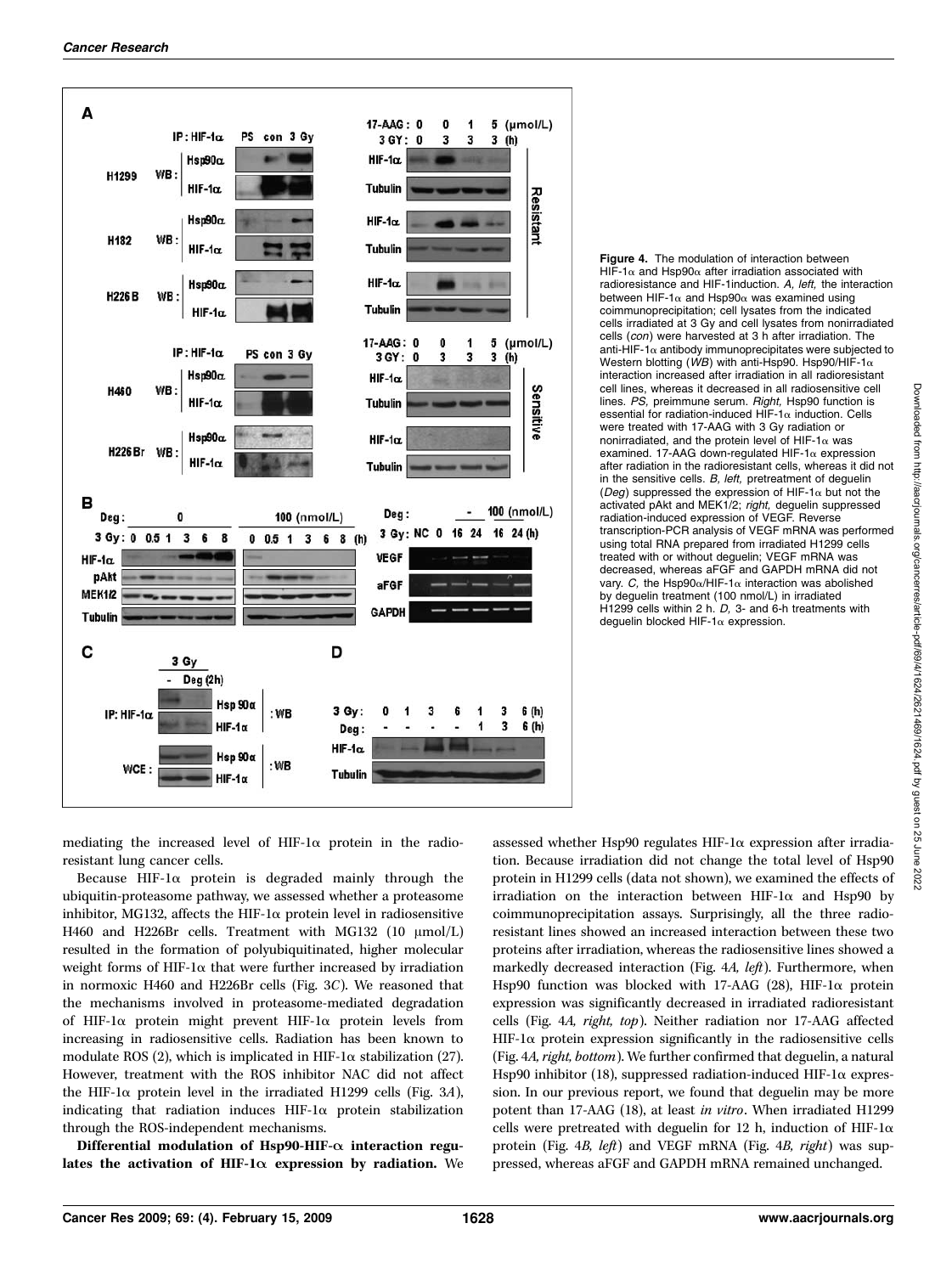**Figure 4.** The modulation of interaction between HIF-1α and Hsp90α after irradiation associated with radioresistance and HIF-1induction. *A, left,* the interaction between HIF-1α and Hsp90α was examined using coimmunoprecipitation; cell lysates from the indicated cells irradiated at 3 Gy and cell lysates from nonirradiated cells (*con*) were harvested at 3 h after irradiation. The anti-HIF-1α antibody immunoprecipitates were subjected to Western blotting (*WB*) with anti-Hsp90. Hsp90/HIF-1α interaction increased after irradiation in all radioresistant cell lines, whereas it decreased in all radiosensitive cell lines. *PS,* preimmune serum. *Right,* Hsp90 function is essential for radiation-induced HIF-1α induction. Cells were treated with 17-AAG with 3 Gy radiation or nonirradiated, and the protein level of HIF-1α was examined. 17-AAG down-regulated HIF-1α expression after radiation in the radioresistant cells, whereas it did not in the sensitive cells. *B, left,* pretreatment of deguelin (*Deg*) suppressed the expression of HIF-1α but not the activated pAkt and MEK1/2; *right,* deguelin suppressed radiation-induced expression of VEGF. Reverse transcription-PCR analysis of VEGF mRNA was performed using total RNA prepared from irradiated H1299 cells treated with or without deguelin; VEGF mRNA was decreased, whereas aFGF and GAPDH mRNA did not vary. *C,* the Hsp90α/HIF-1α interaction was abolished by deguelin treatment (100 nmol/L) in irradiated H1299 cells within 2 h. *D,* 3- and 6-h treatments with deguelin blocked HIF-1α expression.

mediating the increased level of HIF-1α protein in the radioresistant lung cancer cells.

Because HIF-1α protein is degraded mainly through the ubiquitin-proteasome pathway, we assessed whether a proteasome inhibitor, MG132, affects the HIF-1α protein level in radiosensitive H460 and H226Br cells. Treatment with MG132 (10 μmol/L) resulted in the formation of polyubiquitinated, higher molecular weight forms of HIF-1α that were further increased by irradiation in normoxic H460 and H226Br cells (Fig. 3*C*). We reasoned that the mechanisms involved in proteasome-mediated degradation of HIF-1α protein might prevent HIF-1α protein levels from increasing in radiosensitive cells. Radiation has been known to modulate ROS (2), which is implicated in HIF-1α stabilization (27). However, treatment with the ROS inhibitor NAC did not affect the HIF-1α protein level in the irradiated H1299 cells (Fig. 3*A*), indicating that radiation induces HIF-1α protein stabilization through the ROS-independent mechanisms.

**Differential modulation of Hsp90-HIF-α interaction regulates the activation of HIF-1α expression by radiation.** We assessed whether Hsp90 regulates HIF-1α expression after irradiation. Because irradiation did not change the total level of Hsp90 protein in H1299 cells (data not shown), we examined the effects of irradiation on the interaction between HIF-1α and Hsp90 by coimmunoprecipitation assays. Surprisingly, all the three radioresistant lines showed an increased interaction between these two proteins after irradiation, whereas the radiosensitive lines showed a markedly decreased interaction (Fig. 4*A, left*). Furthermore, when Hsp90 function was blocked with 17-AAG (28), HIF-1α protein expression was significantly decreased in irradiated radioresistant cells (Fig. 4*A, right, top*). Neither radiation nor 17-AAG affected HIF-1α protein expression significantly in the radiosensitive cells (Fig. 4*A, right, bottom*). We further confirmed that deguelin, a natural Hsp90 inhibitor (18), suppressed radiation-induced HIF-1α expression. In our previous report, we found that deguelin may be more potent than 17-AAG (18), at least *in vitro*. When irradiated H1299 cells were pretreated with deguelin for 12 h, induction of HIF-1α protein (Fig. 4*B, left*) and VEGF mRNA (Fig. 4*B, right*) was suppressed, whereas aFGF and GAPDH mRNA remained unchanged.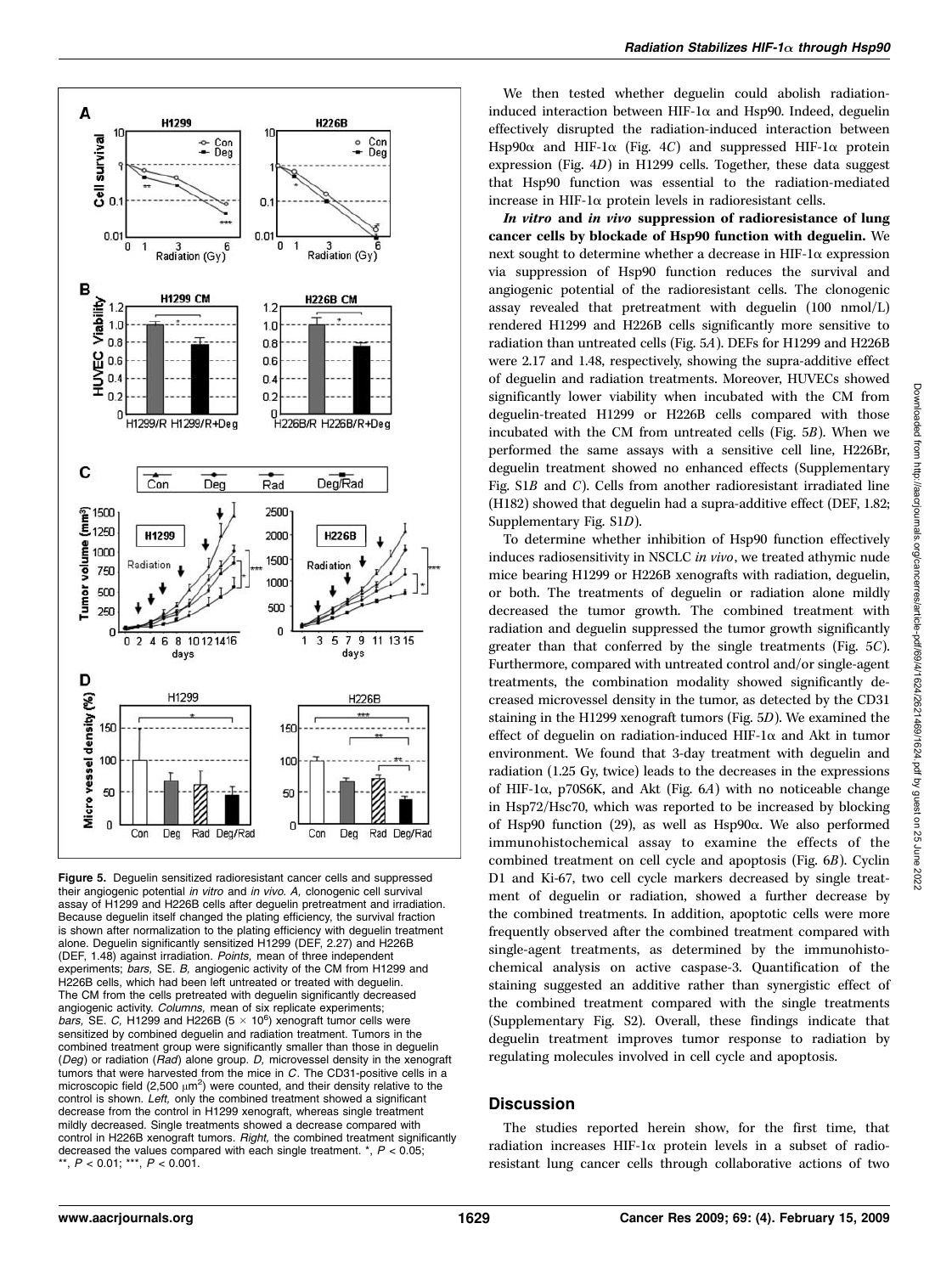**Figure 5.** Deguelin sensitized radioresistant cancer cells and suppressed their angiogenic potential *in vitro* and *in vivo*. *A,* clonogenic cell survival assay of H1299 and H226B cells after deguelin pretreatment and irradiation. Because deguelin itself changed the plating efficiency, the survival fraction is shown after normalization to the plating efficiency with deguelin treatment alone. Deguelin significantly sensitized H1299 (DEF, 2.27) and H226B (DEF, 1.48) against irradiation. *Points,* mean of three independent experiments; *bars,* SE. *B,* angiogenic activity of the CM from H1299 and H226B cells, which had been left untreated or treated with deguelin. The CM from the cells pretreated with deguelin significantly decreased angiogenic activity. *Columns,* mean of six replicate experiments; *bars,* SE. *C,* H1299 and H226B ($5 \times 10^6$) xenograft tumor cells were sensitized by combined deguelin and radiation treatment. Tumors in the combined treatment group were significantly smaller than those in deguelin (*Deg*) or radiation (*Rad*) alone group. *D,* microvessel density in the xenograft tumors that were harvested from the mice in *C*. The CD31-positive cells in a microscopic field (2,500 $\mu m^2$) were counted, and their density relative to the control is shown. *Left,* only the combined treatment showed a significant decrease from the control in H1299 xenograft, whereas single treatment mildly decreased. Single treatments showed a decrease compared with control in H226B xenograft tumors. *Right,* the combined treatment significantly decreased the values compared with each single treatment. *, $P < 0.05$; **, $P < 0.01$; ***, $P < 0.001$.

We then tested whether deguelin could abolish radiation-induced interaction between HIF-1α and Hsp90. Indeed, deguelin effectively disrupted the radiation-induced interaction between Hsp90α and HIF-1α (Fig. 4*C*) and suppressed HIF-1α protein expression (Fig. 4*D*) in H1299 cells. Together, these data suggest that Hsp90 function was essential to the radiation-mediated increase in HIF-1α protein levels in radioresistant cells.

***In vitro* and *in vivo* suppression of radioresistance of lung cancer cells by blockade of Hsp90 function with deguelin.** We next sought to determine whether a decrease in HIF-1α expression via suppression of Hsp90 function reduces the survival and angiogenic potential of the radioresistant cells. The clonogenic assay revealed that pretreatment with deguelin (100 nmol/L) rendered H1299 and H226B cells significantly more sensitive to radiation than untreated cells (Fig. 5*A*). DEFs for H1299 and H226B were 2.17 and 1.48, respectively, showing the supra-additive effect of deguelin and radiation treatments. Moreover, HUVECs showed significantly lower viability when incubated with the CM from deguelin-treated H1299 or H226B cells compared with those incubated with the CM from untreated cells (Fig. 5*B*). When we performed the same assays with a sensitive cell line, H226Br, deguelin treatment showed no enhanced effects (Supplementary Fig. S1*B* and *C*). Cells from another radioresistant irradiated line (H182) showed that deguelin had a supra-additive effect (DEF, 1.82; Supplementary Fig. S1*D*).

To determine whether inhibition of Hsp90 function effectively induces radiosensitivity in NSCLC *in vivo*, we treated athymic nude mice bearing H1299 or H226B xenografts with radiation, deguelin, or both. The treatments of deguelin or radiation alone mildly decreased the tumor growth. The combined treatment with radiation and deguelin suppressed the tumor growth significantly greater than that conferred by the single treatments (Fig. 5*C*). Furthermore, compared with untreated control and/or single-agent treatments, the combination modality showed significantly decreased microvessel density in the tumor, as detected by the CD31 staining in the H1299 xenograft tumors (Fig. 5*D*). We examined the effect of deguelin on radiation-induced HIF-1α and Akt in tumor environment. We found that 3-day treatment with deguelin and radiation (1.25 Gy, twice) leads to the decreases in the expressions of HIF-1α, p70S6K, and Akt (Fig. 6*A*) with no noticeable change in Hsp72/Hsc70, which was reported to be increased by blocking of Hsp90 function (29), as well as Hsp90α. We also performed immunohistochemical assay to examine the effects of the combined treatment on cell cycle and apoptosis (Fig. 6*B*). Cyclin D1 and Ki-67, two cell cycle markers decreased by single treatment of deguelin or radiation, showed a further decrease by the combined treatments. In addition, apoptotic cells were more frequently observed after the combined treatment compared with single-agent treatments, as determined by the immunohistochemical analysis on active caspase-3. Quantification of the staining suggested an additive rather than synergistic effect of the combined treatment compared with the single treatments (Supplementary Fig. S2). Overall, these findings indicate that deguelin treatment improves tumor response to radiation by regulating molecules involved in cell cycle and apoptosis.

## Discussion

The studies reported herein show, for the first time, that radiation increases HIF-1α protein levels in a subset of radioresistant lung cancer cells through collaborative actions of two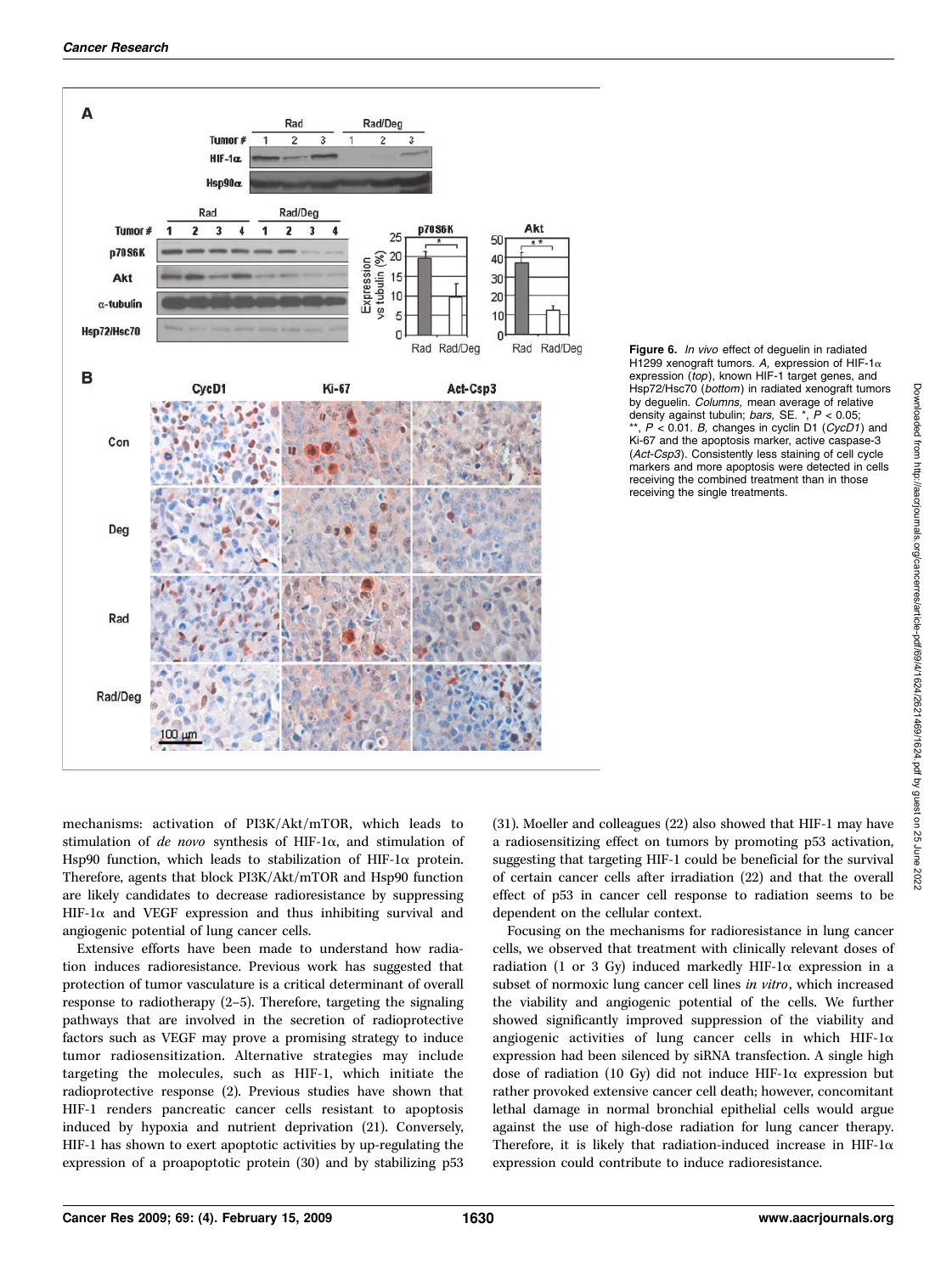**Figure 6.** *In vivo* effect of deguelin in radiated H1299 xenograft tumors. *A,* expression of HIF-1α expression (*top*), known HIF-1 target genes, and Hsp72/Hsc70 (*bottom*) in radiated xenograft tumors by deguelin. *Columns,* mean average of relative density against tubulin; *bars,* SE. *, $P < 0.05$; **, $P < 0.01$. *B,* changes in cyclin D1 (*CycD1*) and Ki-67 and the apoptosis marker, active caspase-3 (*Act-Csp3*). Consistently less staining of cell cycle markers and more apoptosis were detected in cells receiving the combined treatment than in those receiving the single treatments.

mechanisms: activation of PI3K/Akt/mTOR, which leads to stimulation of *de novo* synthesis of HIF-1α, and stimulation of Hsp90 function, which leads to stabilization of HIF-1α protein. Therefore, agents that block PI3K/Akt/mTOR and Hsp90 function are likely candidates to decrease radioresistance by suppressing HIF-1α and VEGF expression and thus inhibiting survival and angiogenic potential of lung cancer cells.

Extensive efforts have been made to understand how radiation induces radioresistance. Previous work has suggested that protection of tumor vasculature is a critical determinant of overall response to radiotherapy (2–5). Therefore, targeting the signaling pathways that are involved in the secretion of radioprotective factors such as VEGF may prove a promising strategy to induce tumor radiosensitization. Alternative strategies may include targeting the molecules, such as HIF-1, which initiate the radioprotective response (2). Previous studies have shown that HIF-1 renders pancreatic cancer cells resistant to apoptosis induced by hypoxia and nutrient deprivation (21). Conversely, HIF-1 has shown to exert apoptotic activities by up-regulating the expression of a proapoptotic protein (30) and by stabilizing p53 (31). Moeller and colleagues (22) also showed that HIF-1 may have a radiosensitizing effect on tumors by promoting p53 activation, suggesting that targeting HIF-1 could be beneficial for the survival of certain cancer cells after irradiation (22) and that the overall effect of p53 in cancer cell response to radiation seems to be dependent on the cellular context.

Focusing on the mechanisms for radioresistance in lung cancer cells, we observed that treatment with clinically relevant doses of radiation (1 or 3 Gy) induced markedly HIF-1α expression in a subset of normoxic lung cancer cell lines *in vitro*, which increased the viability and angiogenic potential of the cells. We further showed significantly improved suppression of the viability and angiogenic activities of lung cancer cells in which HIF-1α expression had been silenced by siRNA transfection. A single high dose of radiation (10 Gy) did not induce HIF-1α expression but rather provoked extensive cancer cell death; however, concomitant lethal damage in normal bronchial epithelial cells would argue against the use of high-dose radiation for lung cancer therapy. Therefore, it is likely that radiation-induced increase in HIF-1α expression could contribute to induce radioresistance.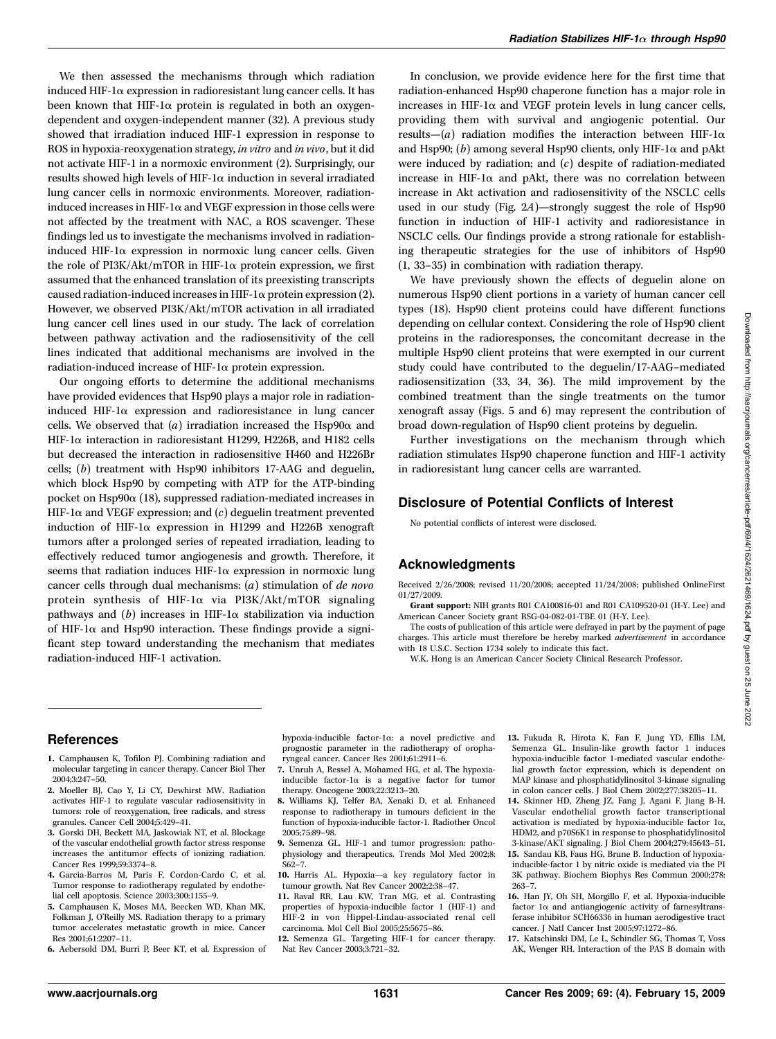We then assessed the mechanisms through which radiation induced HIF-1α expression in radioresistant lung cancer cells. It has been known that HIF-1α protein is regulated in both an oxygen-dependent and oxygen-independent manner (32). A previous study showed that irradiation induced HIF-1 expression in response to ROS in hypoxia-reoxygenation strategy, *in vitro* and *in vivo*, but it did not activate HIF-1 in a normoxic environment (2). Surprisingly, our results showed high levels of HIF-1α induction in several irradiated lung cancer cells in normoxic environments. Moreover, radiation-induced increases in HIF-1α and VEGF expression in those cells were not affected by the treatment with NAC, a ROS scavenger. These findings led us to investigate the mechanisms involved in radiation-induced HIF-1α expression in normoxic lung cancer cells. Given the role of PI3K/Akt/mTOR in HIF-1α protein expression, we first assumed that the enhanced translation of its preexisting transcripts caused radiation-induced increases in HIF-1α protein expression (2). However, we observed PI3K/Akt/mTOR activation in all irradiated lung cancer cell lines used in our study. The lack of correlation between pathway activation and the radiosensitivity of the cell lines indicated that additional mechanisms are involved in the radiation-induced increase of HIF-1α protein expression.

Our ongoing efforts to determine the additional mechanisms have provided evidences that Hsp90 plays a major role in radiation-induced HIF-1α expression and radioresistance in lung cancer cells. We observed that (*a*) irradiation increased the Hsp90α and HIF-1α interaction in radioresistant H1299, H226B, and H182 cells but decreased the interaction in radiosensitive H460 and H226Br cells; (*b*) treatment with Hsp90 inhibitors 17-AAG and deguelin, which block Hsp90 by competing with ATP for the ATP-binding pocket on Hsp90α (18), suppressed radiation-mediated increases in HIF-1α and VEGF expression; and (*c*) deguelin treatment prevented induction of HIF-1α expression in H1299 and H226B xenograft tumors after a prolonged series of repeated irradiation, leading to effectively reduced tumor angiogenesis and growth. Therefore, it seems that radiation induces HIF-1α expression in normoxic lung cancer cells through dual mechanisms: (*a*) stimulation of *de novo* protein synthesis of HIF-1α via PI3K/Akt/mTOR signaling pathways and (*b*) increases in HIF-1α stabilization via induction of HIF-1α and Hsp90 interaction. These findings provide a significant step toward understanding the mechanism that mediates radiation-induced HIF-1 activation.

In conclusion, we provide evidence here for the first time that radiation-enhanced Hsp90 chaperone function has a major role in increases in HIF-1α and VEGF protein levels in lung cancer cells, providing them with survival and angiogenic potential. Our results—(*a*) radiation modifies the interaction between HIF-1α and Hsp90; (*b*) among several Hsp90 clients, only HIF-1α and pAkt were induced by radiation; and (*c*) despite of radiation-mediated increase in HIF-1α and pAkt, there was no correlation between increase in Akt activation and radiosensitivity of the NSCLC cells used in our study (Fig. 2*A*)—strongly suggest the role of Hsp90 function in induction of HIF-1 activity and radioresistance in NSCLC cells. Our findings provide a strong rationale for establishing therapeutic strategies for the use of inhibitors of Hsp90 (1, 33–35) in combination with radiation therapy.

We have previously shown the effects of deguelin alone on numerous Hsp90 client portions in a variety of human cancer cell types (18). Hsp90 client proteins could have different functions depending on cellular context. Considering the role of Hsp90 client proteins in the radioresponses, the concomitant decrease in the multiple Hsp90 client proteins that were exempted in our current study could have contributed to the deguelin/17-AAG–mediated radiosensitization (33, 34, 36). The mild improvement by the combined treatment than the single treatments on the tumor xenograft assay (Figs. 5 and 6) may represent the contribution of broad down-regulation of Hsp90 client proteins by deguelin.

Further investigations on the mechanism through which radiation stimulates Hsp90 chaperone function and HIF-1 activity in radioresistant lung cancer cells are warranted.

## Disclosure of Potential Conflicts of Interest

No potential conflicts of interest were disclosed.

## Acknowledgments

Received 2/26/2008; revised 11/20/2008; accepted 11/24/2008; published OnlineFirst 01/27/2009.

**Grant support:** NIH grants R01 CA100816-01 and R01 CA109520-01 (H-Y. Lee) and American Cancer Society grant RSG-04-082-01-TBE 01 (H-Y. Lee).

The costs of publication of this article were defrayed in part by the payment of page charges. This article must therefore be hereby marked *advertisement* in accordance with 18 U.S.C. Section 1734 solely to indicate this fact.

W.K. Hong is an American Cancer Society Clinical Research Professor.

## References

1. Camphausen K, Tofilon PJ. Combining radiation and molecular targeting in cancer therapy. Cancer Biol Ther 2004;3:247–50.
2. Moeller BJ, Cao Y, Li CY, Dewhirst MW. Radiation activates HIF-1 to regulate vascular radiosensitivity in tumors: role of reoxygenation, free radicals, and stress granules. Cancer Cell 2004;5:429–41.
3. Gorski DH, Beckett MA, Jaskowiak NT, et al. Blockage of the vascular endothelial growth factor stress response increases the antitumor effects of ionizing radiation. Cancer Res 1999;59:3374–8.
4. Garcia-Barros M, Paris F, Cordon-Cardo C, et al. Tumor response to radiotherapy regulated by endothelial cell apoptosis. Science 2003;300:1155–9.
5. Camphausen K, Moses MA, Beecken WD, Khan MK, Folkman J, O'Reilly MS. Radiation therapy to a primary tumor accelerates metastatic growth in mice. Cancer Res 2001;61:2207–11.
6. Aebersold DM, Burri P, Beer KT, et al. Expression of hypoxia-inducible factor-1α: a novel predictive and prognostic parameter in the radiotherapy of oropharyngeal cancer. Cancer Res 2001;61:2911–6.
7. Unruh A, Ressel A, Mohamed HG, et al. The hypoxia-inducible factor-1α is a negative factor for tumor therapy. Oncogene 2003;22:3213–20.
8. Williams KJ, Telfer BA, Xenaki D, et al. Enhanced response to radiotherapy in tumours deficient in the function of hypoxia-inducible factor-1. Radiother Oncol 2005;75:89–98.
9. Semenza GL. HIF-1 and tumor progression: pathophysiology and therapeutics. Trends Mol Med 2002;8:S62–7.
10. Harris AL. Hypoxia—a key regulatory factor in tumour growth. Nat Rev Cancer 2002;2:38–47.
11. Raval RR, Lau KW, Tran MG, et al. Contrasting properties of hypoxia-inducible factor 1 (HIF-1) and HIF-2 in von Hippel-Lindau-associated renal cell carcinoma. Mol Cell Biol 2005;25:5675–86.
12. Semenza GL. Targeting HIF-1 for cancer therapy. Nat Rev Cancer 2003;3:721–32.
13. Fukuda R, Hirota K, Fan F, Jung YD, Ellis LM, Semenza GL. Insulin-like growth factor 1 induces hypoxia-inducible factor 1-mediated vascular endothelial growth factor expression, which is dependent on MAP kinase and phosphatidylinositol 3-kinase signaling in colon cancer cells. J Biol Chem 2002;277:38205–11.
14. Skinner HD, Zheng JZ, Fang J, Agani F, Jiang B-H. Vascular endothelial growth factor transcriptional activation is mediated by hypoxia-inducible factor 1α, HDM2, and p70S6K1 in response to phosphatidylinositol 3-kinase/AKT signaling. J Biol Chem 2004;279:45643–51.
15. Sandau KB, Faus HG, Brune B. Induction of hypoxia-inducible-factor 1 by nitric oxide is mediated via the PI 3K pathway. Biochem Biophys Res Commun 2000;278:263–7.
16. Han JY, Oh SH, Morgillo F, et al. Hypoxia-inducible factor 1α and antiangiogenic activity of farnesyltransferase inhibitor SCH66336 in human aerodigestive tract cancer. J Natl Cancer Inst 2005;97:1272–86.
17. Katschinski DM, Le L, Schindler SG, Thomas T, Voss AK, Wenger RH. Interaction of the PAS B domain with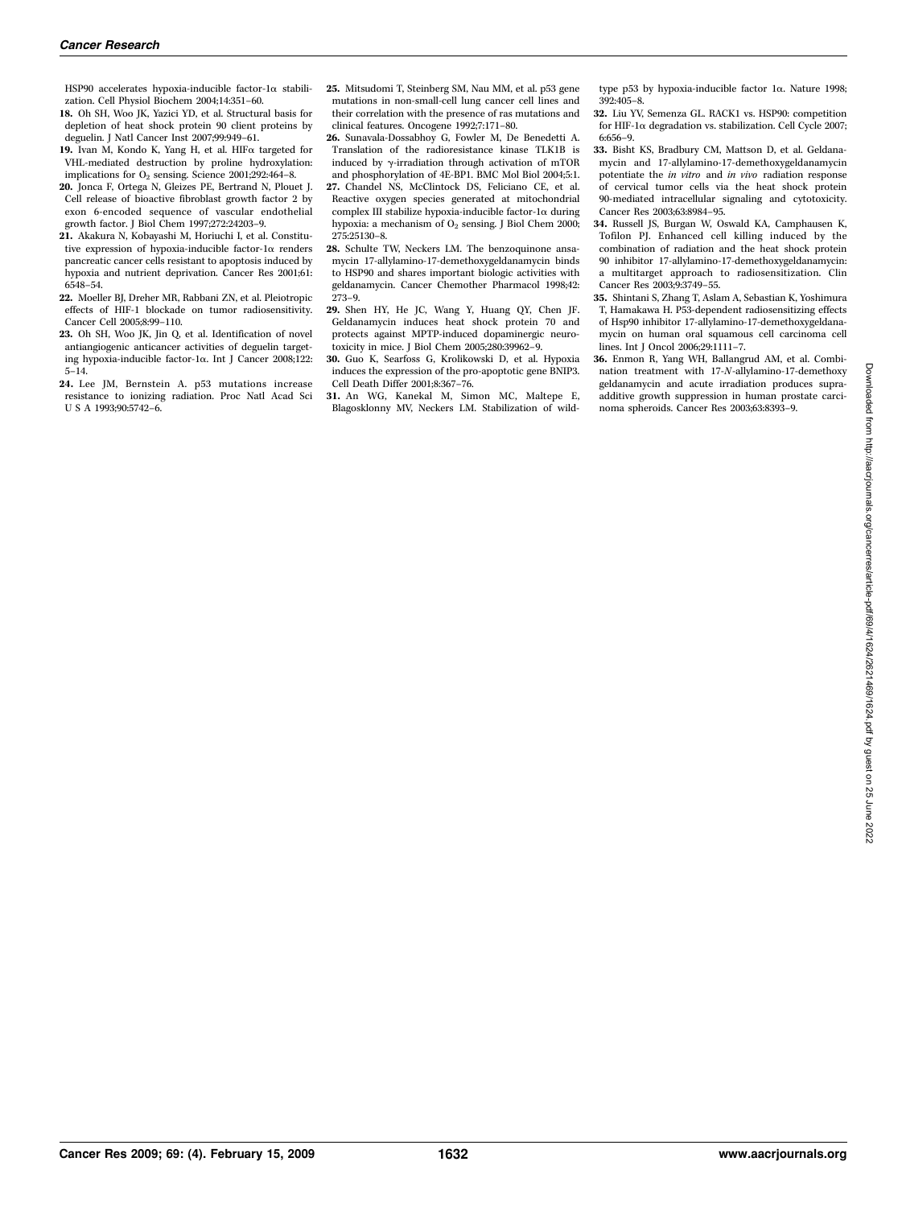HSP90 accelerates hypoxia-inducible factor-1α stabilization. Cell Physiol Biochem 2004;14:351–60.

18. Oh SH, Woo JK, Yazici YD, et al. Structural basis for depletion of heat shock protein 90 client proteins by deguelin. J Natl Cancer Inst 2007;99:949–61.

19. Ivan M, Kondo K, Yang H, et al. HIFα targeted for VHL-mediated destruction by proline hydroxylation: implications for $O_2$ sensing. Science 2001;292:464–8.

20. Jonca F, Ortega N, Gleizes PE, Bertrand N, Plouet J. Cell release of bioactive fibroblast growth factor 2 by exon 6-encoded sequence of vascular endothelial growth factor. J Biol Chem 1997;272:24203–9.

21. Akakura N, Kobayashi M, Horiuchi I, et al. Constitutive expression of hypoxia-inducible factor-1α renders pancreatic cancer cells resistant to apoptosis induced by hypoxia and nutrient deprivation. Cancer Res 2001;61:6548–54.

22. Moeller BJ, Dreher MR, Rabbani ZN, et al. Pleiotropic effects of HIF-1 blockade on tumor radiosensitivity. Cancer Cell 2005;8:99–110.

23. Oh SH, Woo JK, Jin Q, et al. Identification of novel antiangiogenic anticancer activities of deguelin targeting hypoxia-inducible factor-1α. Int J Cancer 2008;122:5–14.

24. Lee JM, Bernstein A. p53 mutations increase resistance to ionizing radiation. Proc Natl Acad Sci U S A 1993;90:5742–6.

25. Mitsudomi T, Steinberg SM, Nau MM, et al. p53 gene mutations in non-small-cell lung cancer cell lines and their correlation with the presence of ras mutations and clinical features. Oncogene 1992;7:171–80.

26. Sunavala-Dossabhoy G, Fowler M, De Benedetti A. Translation of the radioresistance kinase TLK1B is induced by γ-irradiation through activation of mTOR and phosphorylation of 4E-BP1. BMC Mol Biol 2004;5:1.

27. Chandel NS, McClintock DS, Feliciano CE, et al. Reactive oxygen species generated at mitochondrial complex III stabilize hypoxia-inducible factor-1α during hypoxia: a mechanism of $O_2$ sensing. J Biol Chem 2000;275:25130–8.

28. Schulte TW, Neckers LM. The benzoquinone ansamycin 17-allylamino-17-demethoxygeldanamycin binds to HSP90 and shares important biologic activities with geldanamycin. Cancer Chemother Pharmacol 1998;42:273–9.

29. Shen HY, He JC, Wang Y, Huang QY, Chen JF. Geldanamycin induces heat shock protein 70 and protects against MPTP-induced dopaminergic neurotoxicity in mice. J Biol Chem 2005;280:39962–9.

30. Guo K, Searfoss G, Krolikowski D, et al. Hypoxia induces the expression of the pro-apoptotic gene BNIP3. Cell Death Differ 2001;8:367–76.

31. An WG, Kanekal M, Simon MC, Maltepe E, Blagosklonny MV, Neckers LM. Stabilization of wild-type p53 by hypoxia-inducible factor 1α. Nature 1998;392:405–8.

32. Liu YV, Semenza GL. RACK1 vs. HSP90: competition for HIF-1α degradation vs. stabilization. Cell Cycle 2007;6:656–9.

33. Bisht KS, Bradbury CM, Mattson D, et al. Geldanamycin and 17-allylamino-17-demethoxygeldanamycin potentiate the *in vitro* and *in vivo* radiation response of cervical tumor cells via the heat shock protein 90-mediated intracellular signaling and cytotoxicity. Cancer Res 2003;63:8984–95.

34. Russell JS, Burgan W, Oswald KA, Camphausen K, Tofilon PJ. Enhanced cell killing induced by the combination of radiation and the heat shock protein 90 inhibitor 17-allylamino-17-demethoxygeldanamycin: a multitarget approach to radiosensitization. Clin Cancer Res 2003;9:3749–55.

35. Shintani S, Zhang T, Aslam A, Sebastian K, Yoshimura T, Hamakawa H. P53-dependent radiosensitizing effects of Hsp90 inhibitor 17-allylamino-17-demethoxygeldanamycin on human oral squamous cell carcinoma cell lines. Int J Oncol 2006;29:1111–7.

36. Enmon R, Yang WH, Ballangrud AM, et al. Combination treatment with 17-*N*-allylamino-17-demethoxy geldanamycin and acute irradiation produces supra-additive growth suppression in human prostate carcinoma spheroids. Cancer Res 2003;63:8393–9.